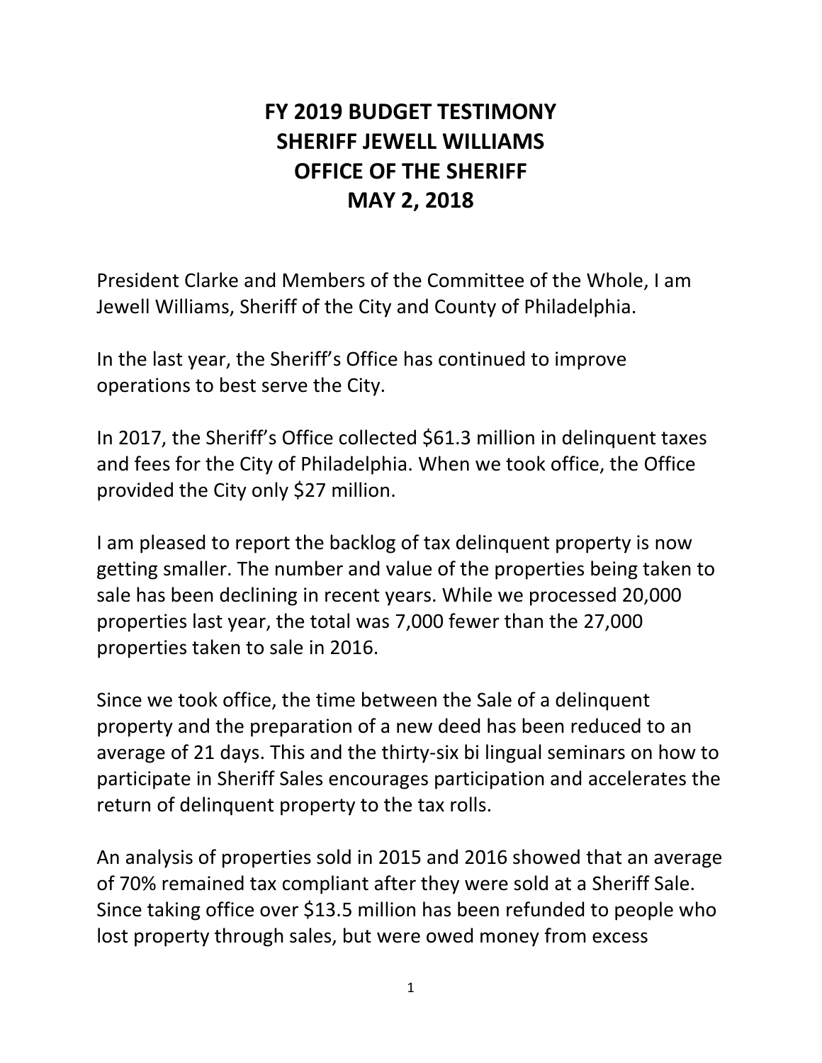# FY 2019 BUDGET TESTIMONY
# SHERIFF JEWELL WILLIAMS
# OFFICE OF THE SHERIFF
# MAY 2, 2018

President Clarke and Members of the Committee of the Whole, I am Jewell Williams, Sheriff of the City and County of Philadelphia.

In the last year, the Sheriff's Office has continued to improve operations to best serve the City.

In 2017, the Sheriff's Office collected $61.3 million in delinquent taxes and fees for the City of Philadelphia. When we took office, the Office provided the City only $27 million.

I am pleased to report the backlog of tax delinquent property is now getting smaller. The number and value of the properties being taken to sale has been declining in recent years. While we processed 20,000 properties last year, the total was 7,000 fewer than the 27,000 properties taken to sale in 2016.

Since we took office, the time between the Sale of a delinquent property and the preparation of a new deed has been reduced to an average of 21 days. This and the thirty-six bi lingual seminars on how to participate in Sheriff Sales encourages participation and accelerates the return of delinquent property to the tax rolls.

An analysis of properties sold in 2015 and 2016 showed that an average of 70% remained tax compliant after they were sold at a Sheriff Sale. Since taking office over $13.5 million has been refunded to people who lost property through sales, but were owed money from excess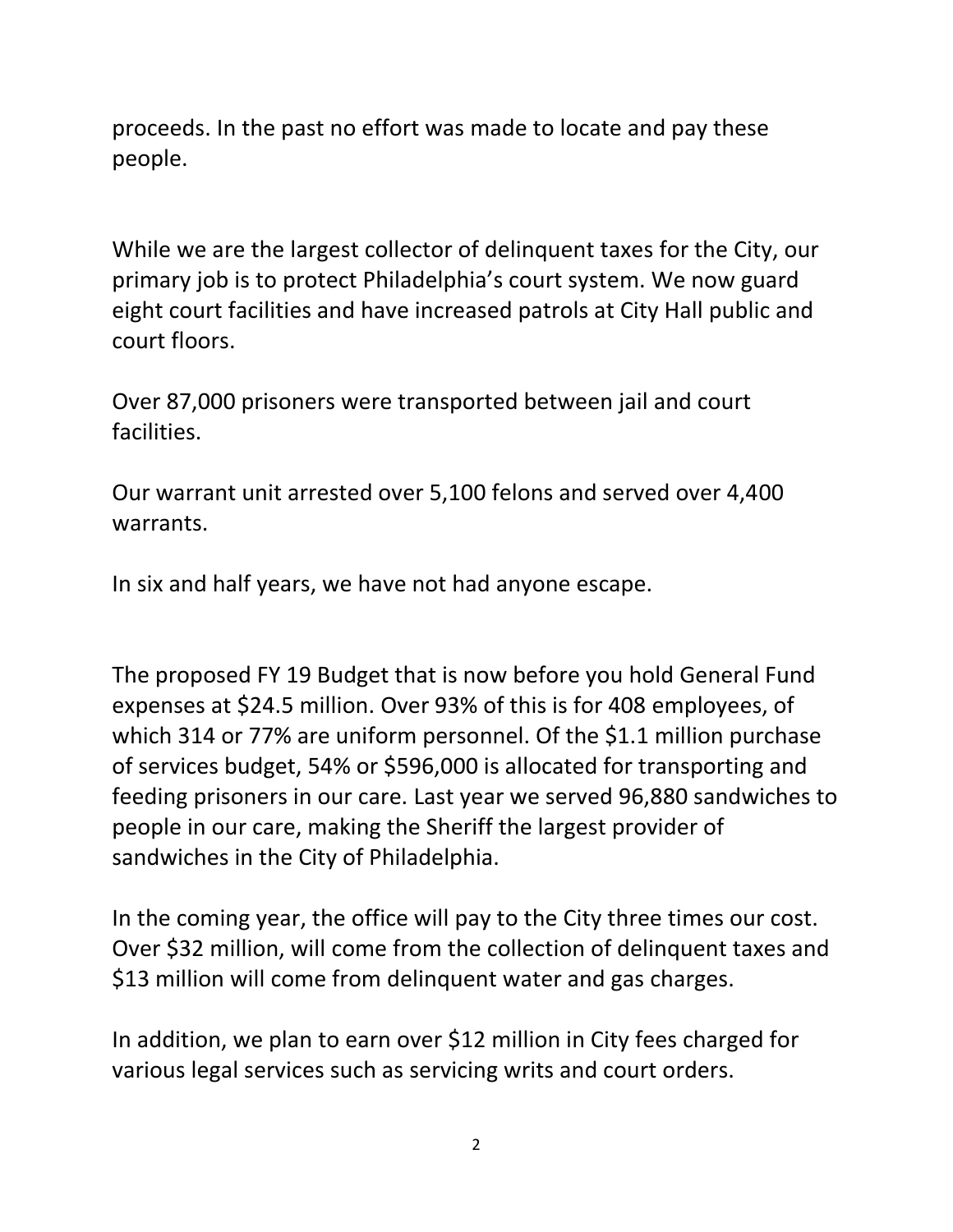proceeds. In the past no effort was made to locate and pay these people.

While we are the largest collector of delinquent taxes for the City, our primary job is to protect Philadelphia's court system. We now guard eight court facilities and have increased patrols at City Hall public and court floors.

Over 87,000 prisoners were transported between jail and court facilities.

Our warrant unit arrested over 5,100 felons and served over 4,400 warrants.

In six and half years, we have not had anyone escape.

The proposed FY 19 Budget that is now before you hold General Fund expenses at $24.5 million. Over 93% of this is for 408 employees, of which 314 or 77% are uniform personnel. Of the $1.1 million purchase of services budget, 54% or $596,000 is allocated for transporting and feeding prisoners in our care. Last year we served 96,880 sandwiches to people in our care, making the Sheriff the largest provider of sandwiches in the City of Philadelphia.

In the coming year, the office will pay to the City three times our cost. Over $32 million, will come from the collection of delinquent taxes and $13 million will come from delinquent water and gas charges.

In addition, we plan to earn over $12 million in City fees charged for various legal services such as servicing writs and court orders.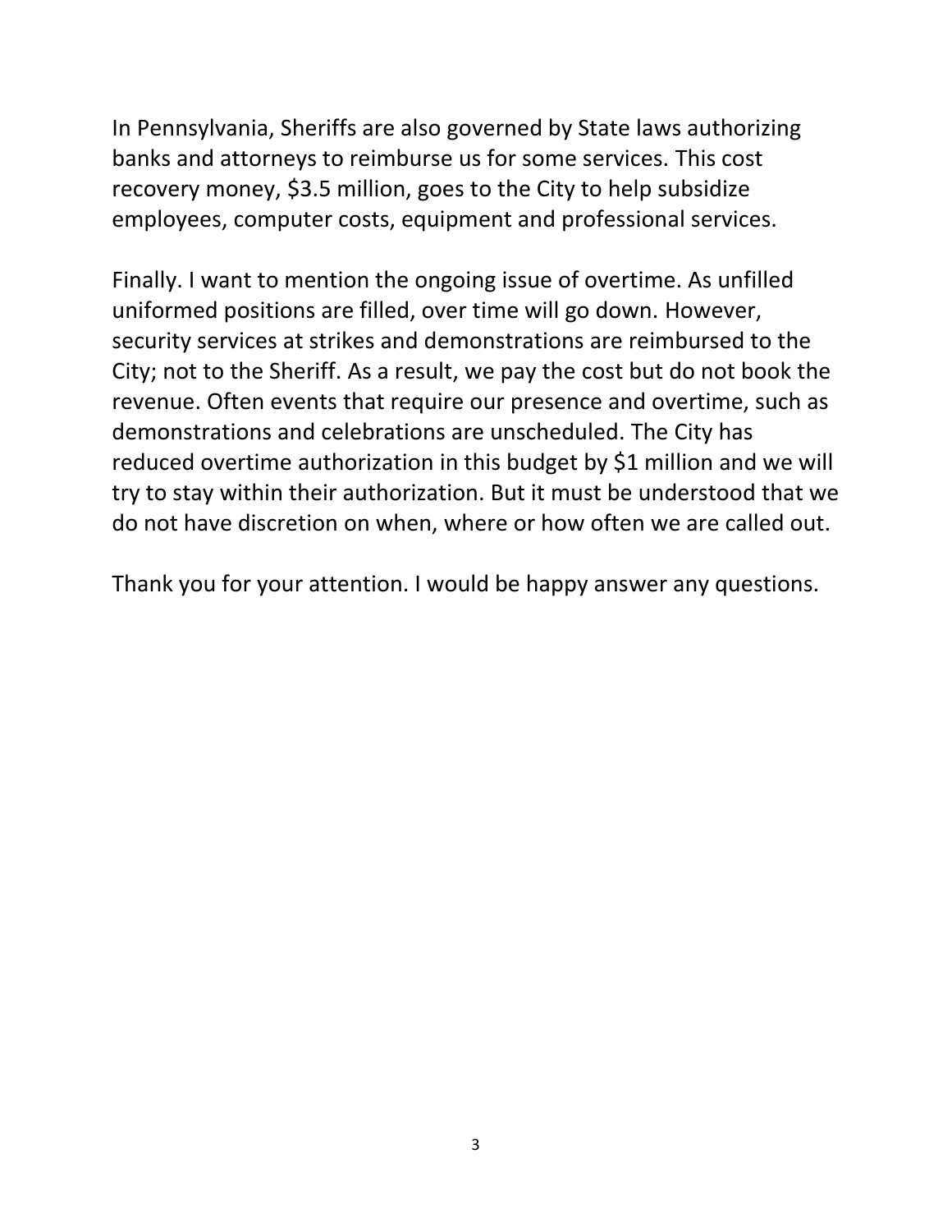In Pennsylvania, Sheriffs are also governed by State laws authorizing banks and attorneys to reimburse us for some services. This cost recovery money, $3.5 million, goes to the City to help subsidize employees, computer costs, equipment and professional services.

Finally. I want to mention the ongoing issue of overtime. As unfilled uniformed positions are filled, over time will go down. However, security services at strikes and demonstrations are reimbursed to the City; not to the Sheriff. As a result, we pay the cost but do not book the revenue. Often events that require our presence and overtime, such as demonstrations and celebrations are unscheduled. The City has reduced overtime authorization in this budget by $1 million and we will try to stay within their authorization. But it must be understood that we do not have discretion on when, where or how often we are called out.

Thank you for your attention. I would be happy answer any questions.